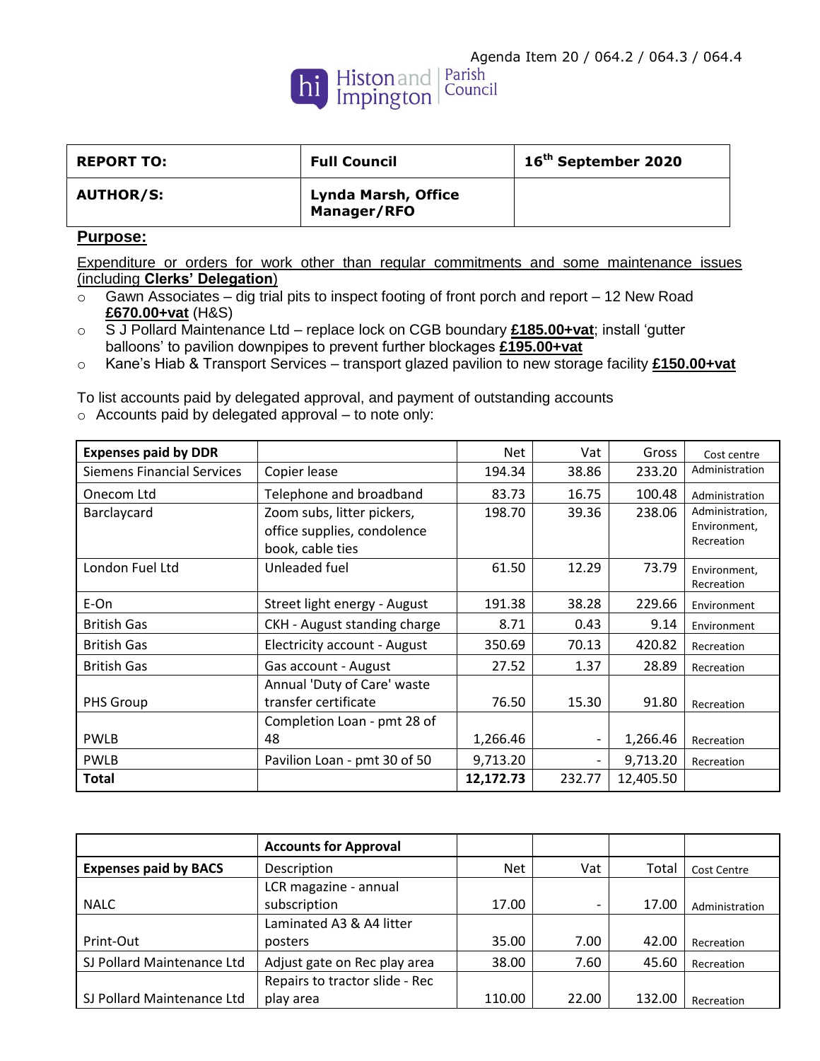Agenda Item 20 / 064.2 / 064.3 / 064.4

Histon and Impington | Parish Council

| **REPORT TO:** | **Full Council** | **16th September 2020** |
|---|---|---|
| **AUTHOR/S:** | **Lynda Marsh, Office Manager/RFO** | |

## Purpose:

Expenditure or orders for work other than regular commitments and some maintenance issues (including **Clerks' Delegation**)

- Gawn Associates – dig trial pits to inspect footing of front porch and report – 12 New Road **£670.00+vat** (H&S)
- S J Pollard Maintenance Ltd – replace lock on CGB boundary **£185.00+vat**; install 'gutter balloons' to pavilion downpipes to prevent further blockages **£195.00+vat**
- Kane's Hiab & Transport Services – transport glazed pavilion to new storage facility **£150.00+vat**

To list accounts paid by delegated approval, and payment of outstanding accounts

- Accounts paid by delegated approval – to note only:

| **Expenses paid by DDR** | | Net | Vat | Gross | Cost centre |
|---|---|---|---|---|---|
| Siemens Financial Services | Copier lease | 194.34 | 38.86 | 233.20 | Administration |
| Onecom Ltd | Telephone and broadband | 83.73 | 16.75 | 100.48 | Administration |
| Barclaycard | Zoom subs, litter pickers, office supplies, condolence book, cable ties | 198.70 | 39.36 | 238.06 | Administration, Environment, Recreation |
| London Fuel Ltd | Unleaded fuel | 61.50 | 12.29 | 73.79 | Environment, Recreation |
| E-On | Street light energy - August | 191.38 | 38.28 | 229.66 | Environment |
| British Gas | CKH - August standing charge | 8.71 | 0.43 | 9.14 | Environment |
| British Gas | Electricity account - August | 350.69 | 70.13 | 420.82 | Recreation |
| British Gas | Gas account - August | 27.52 | 1.37 | 28.89 | Recreation |
| PHS Group | Annual 'Duty of Care' waste transfer certificate | 76.50 | 15.30 | 91.80 | Recreation |
| PWLB | Completion Loan - pmt 28 of 48 | 1,266.46 | - | 1,266.46 | Recreation |
| PWLB | Pavilion Loan - pmt 30 of 50 | 9,713.20 | - | 9,713.20 | Recreation |
| **Total** | | **12,172.73** | 232.77 | 12,405.50 | |

| | **Accounts for Approval** | | | | |
|---|---|---|---|---|---|
| **Expenses paid by BACS** | Description | Net | Vat | Total | Cost Centre |
| NALC | LCR magazine - annual subscription | 17.00 | - | 17.00 | Administration |
| Print-Out | Laminated A3 & A4 litter posters | 35.00 | 7.00 | 42.00 | Recreation |
| SJ Pollard Maintenance Ltd | Adjust gate on Rec play area | 38.00 | 7.60 | 45.60 | Recreation |
| SJ Pollard Maintenance Ltd | Repairs to tractor slide - Rec play area | 110.00 | 22.00 | 132.00 | Recreation |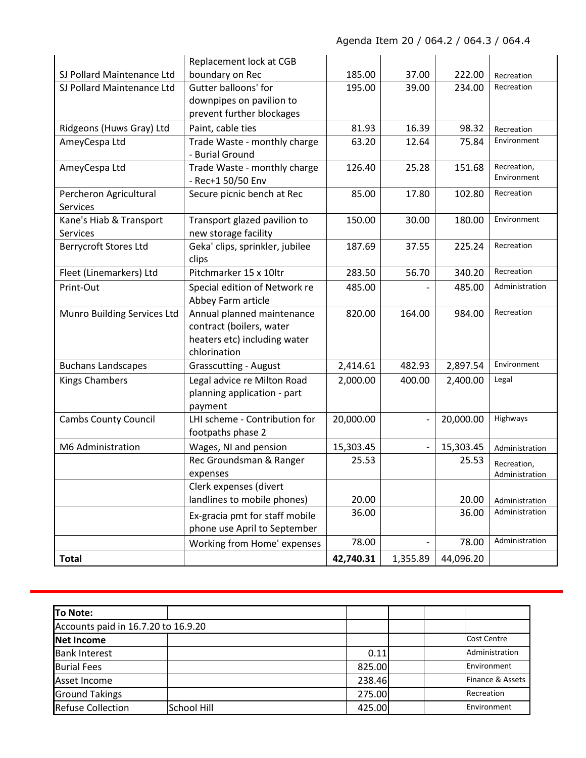Agenda Item 20 / 064.2 / 064.3 / 064.4

| | | | | | |
|---|---|---|---|---|---|
| SJ Pollard Maintenance Ltd | Replacement lock at CGB boundary on Rec | 185.00 | 37.00 | 222.00 | Recreation |
| SJ Pollard Maintenance Ltd | Gutter balloons' for downpipes on pavilion to prevent further blockages | 195.00 | 39.00 | 234.00 | Recreation |
| Ridgeons (Huws Gray) Ltd | Paint, cable ties | 81.93 | 16.39 | 98.32 | Recreation |
| AmeyCespa Ltd | Trade Waste - monthly charge - Burial Ground | 63.20 | 12.64 | 75.84 | Environment |
| AmeyCespa Ltd | Trade Waste - monthly charge - Rec+1 50/50 Env | 126.40 | 25.28 | 151.68 | Recreation, Environment |
| Percheron Agricultural Services | Secure picnic bench at Rec | 85.00 | 17.80 | 102.80 | Recreation |
| Kane's Hiab & Transport Services | Transport glazed pavilion to new storage facility | 150.00 | 30.00 | 180.00 | Environment |
| Berrycroft Stores Ltd | Geka' clips, sprinkler, jubilee clips | 187.69 | 37.55 | 225.24 | Recreation |
| Fleet (Linemarkers) Ltd | Pitchmarker 15 x 10ltr | 283.50 | 56.70 | 340.20 | Recreation |
| Print-Out | Special edition of Network re Abbey Farm article | 485.00 | - | 485.00 | Administration |
| Munro Building Services Ltd | Annual planned maintenance contract (boilers, water heaters etc) including water chlorination | 820.00 | 164.00 | 984.00 | Recreation |
| Buchans Landscapes | Grasscutting - August | 2,414.61 | 482.93 | 2,897.54 | Environment |
| Kings Chambers | Legal advice re Milton Road planning application - part payment | 2,000.00 | 400.00 | 2,400.00 | Legal |
| Cambs County Council | LHI scheme - Contribution for footpaths phase 2 | 20,000.00 | - | 20,000.00 | Highways |
| M6 Administration | Wages, NI and pension | 15,303.45 | - | 15,303.45 | Administration |
| | Rec Groundsman & Ranger expenses | 25.53 | | 25.53 | Recreation, Administration |
| | Clerk expenses (divert landlines to mobile phones) | 20.00 | | 20.00 | Administration |
| | Ex-gracia pmt for staff mobile phone use April to September | 36.00 | | 36.00 | Administration |
| | Working from Home' expenses | 78.00 | - | 78.00 | Administration |
| **Total** | | **42,740.31** | 1,355.89 | 44,096.20 | |

| **To Note:** | | | | | |
|---|---|---|---|---|---|
| Accounts paid in 16.7.20 to 16.9.20 | | | | | |
| **Net Income** | | | | | Cost Centre |
| Bank Interest | | 0.11 | | | Administration |
| Burial Fees | | 825.00 | | | Environment |
| Asset Income | | 238.46 | | | Finance & Assets |
| Ground Takings | | 275.00 | | | Recreation |
| Refuse Collection | School Hill | 425.00 | | | Environment |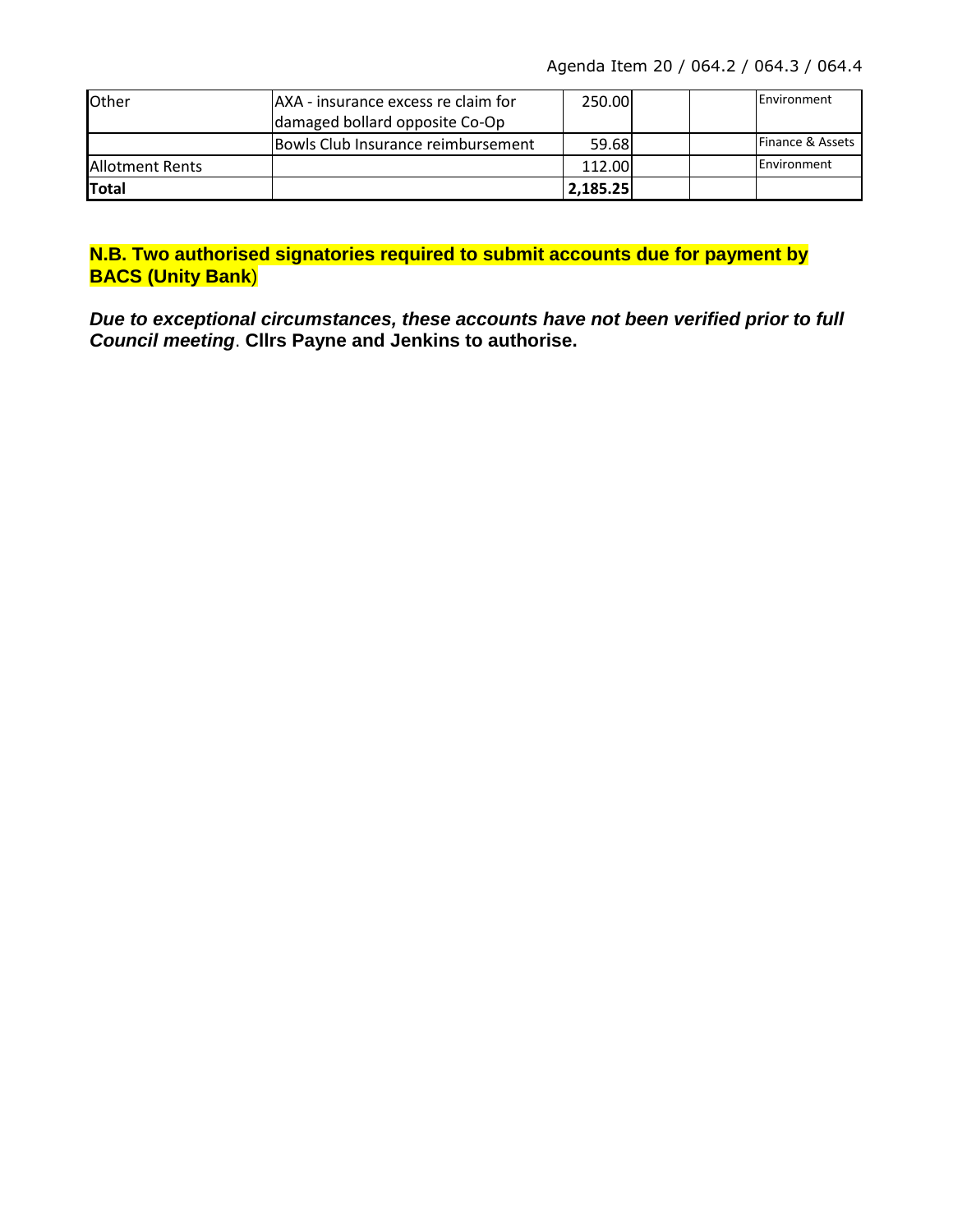Agenda Item 20 / 064.2 / 064.3 / 064.4

| | | | | | |
|---|---|---|---|---|---|
| Other | AXA - insurance excess re claim for damaged bollard opposite Co-Op | 250.00 | | | Environment |
| | Bowls Club Insurance reimbursement | 59.68 | | | Finance & Assets |
| Allotment Rents | | 112.00 | | | Environment |
| **Total** | | **2,185.25** | | | |

**N.B. Two authorised signatories required to submit accounts due for payment by BACS (Unity Bank**)

***Due to exceptional circumstances, these accounts have not been verified prior to full Council meeting***. **Cllrs Payne and Jenkins to authorise.**